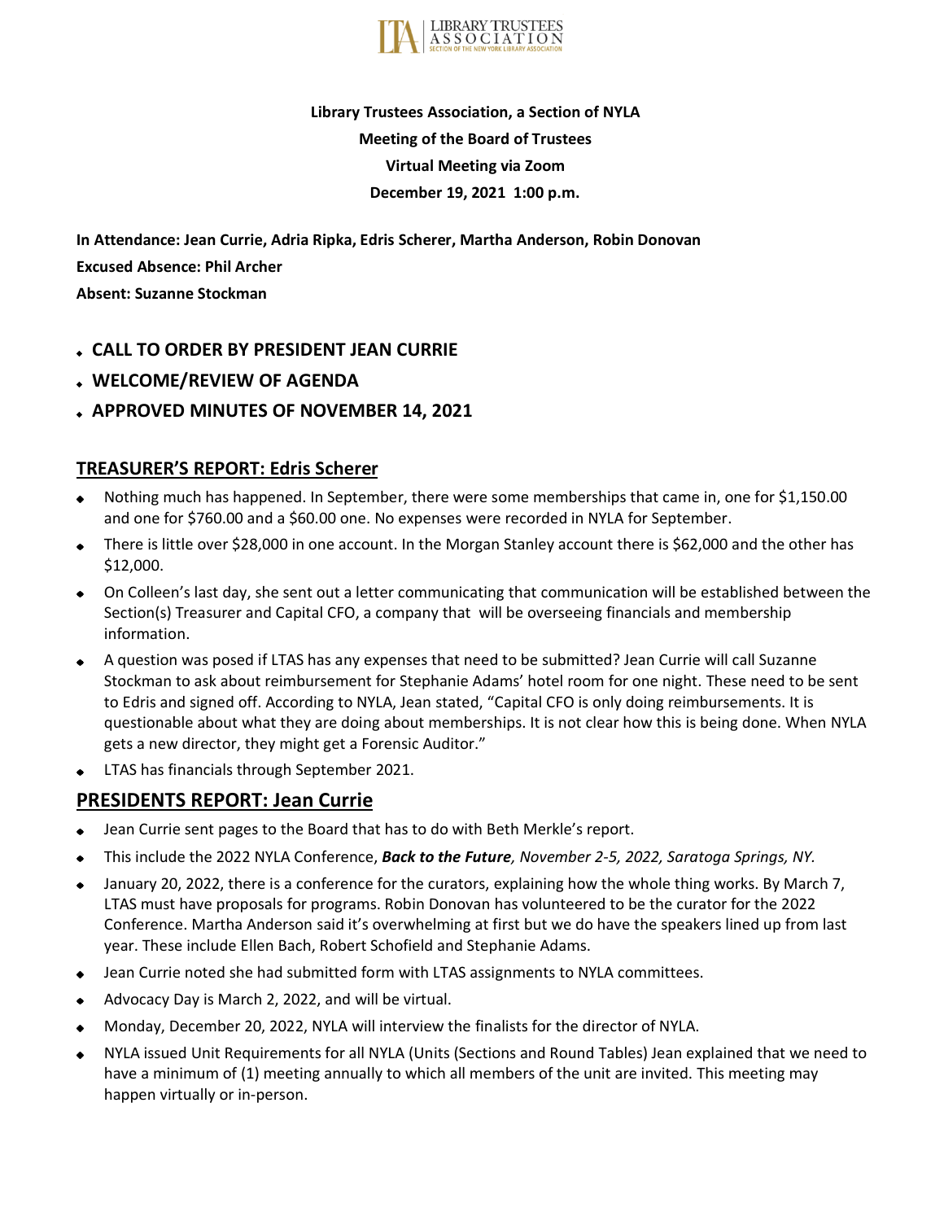**Library Trustees Association, a Section of NYLA**

**Meeting of the Board of Trustees**

**Virtual Meeting via Zoom**

**December 19, 2021 1:00 p.m.**

**In Attendance: Jean Currie, Adria Ripka, Edris Scherer, Martha Anderson, Robin Donovan**

**Excused Absence: Phil Archer**

**Absent: Suzanne Stockman**

- **CALL TO ORDER BY PRESIDENT JEAN CURRIE**
- **WELCOME/REVIEW OF AGENDA**
- **APPROVED MINUTES OF NOVEMBER 14, 2021**

## TREASURER'S REPORT: Edris Scherer

- Nothing much has happened. In September, there were some memberships that came in, one for $1,150.00 and one for $760.00 and a $60.00 one. No expenses were recorded in NYLA for September.
- There is little over $28,000 in one account. In the Morgan Stanley account there is $62,000 and the other has $12,000.
- On Colleen's last day, she sent out a letter communicating that communication will be established between the Section(s) Treasurer and Capital CFO, a company that will be overseeing financials and membership information.
- A question was posed if LTAS has any expenses that need to be submitted? Jean Currie will call Suzanne Stockman to ask about reimbursement for Stephanie Adams' hotel room for one night. These need to be sent to Edris and signed off. According to NYLA, Jean stated, "Capital CFO is only doing reimbursements. It is questionable about what they are doing about memberships. It is not clear how this is being done. When NYLA gets a new director, they might get a Forensic Auditor."
- LTAS has financials through September 2021.

## PRESIDENTS REPORT: Jean Currie

- Jean Currie sent pages to the Board that has to do with Beth Merkle's report.
- This include the 2022 NYLA Conference, ***Back to the Future**, November 2-5, 2022, Saratoga Springs, NY.*
- January 20, 2022, there is a conference for the curators, explaining how the whole thing works. By March 7, LTAS must have proposals for programs. Robin Donovan has volunteered to be the curator for the 2022 Conference. Martha Anderson said it's overwhelming at first but we do have the speakers lined up from last year. These include Ellen Bach, Robert Schofield and Stephanie Adams.
- Jean Currie noted she had submitted form with LTAS assignments to NYLA committees.
- Advocacy Day is March 2, 2022, and will be virtual.
- Monday, December 20, 2022, NYLA will interview the finalists for the director of NYLA.
- NYLA issued Unit Requirements for all NYLA (Units (Sections and Round Tables) Jean explained that we need to have a minimum of (1) meeting annually to which all members of the unit are invited. This meeting may happen virtually or in-person.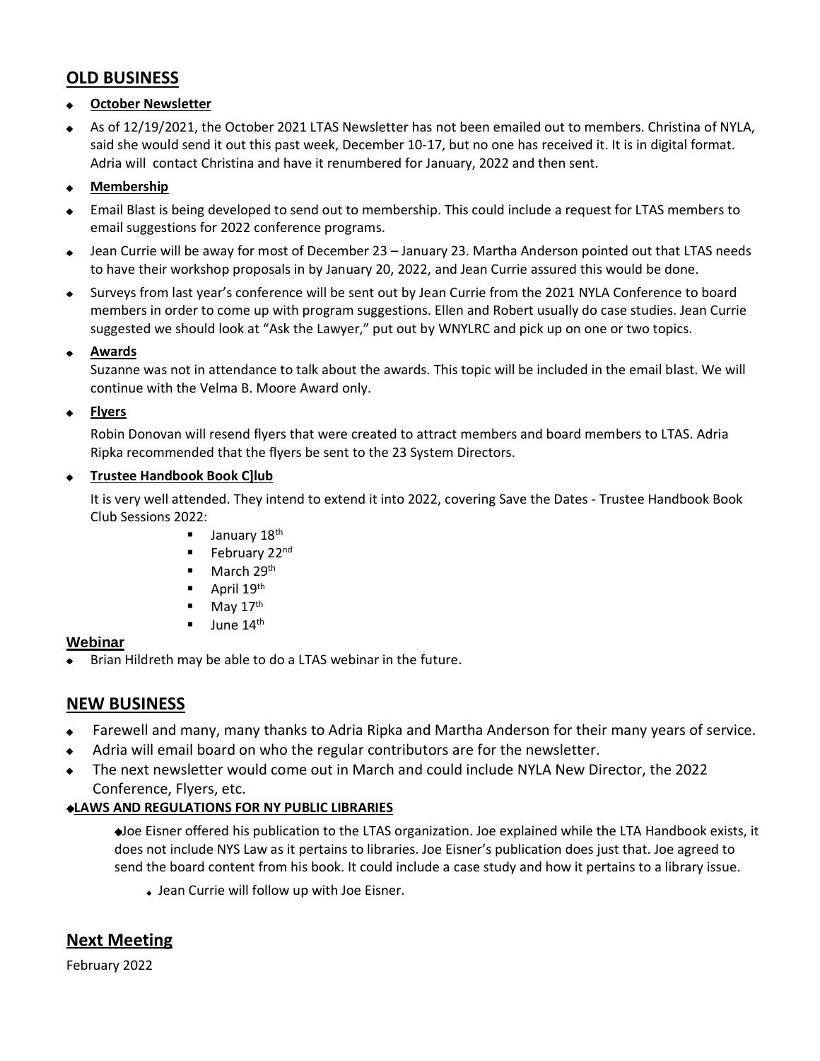## OLD BUSINESS

- **October Newsletter**
- As of 12/19/2021, the October 2021 LTAS Newsletter has not been emailed out to members. Christina of NYLA, said she would send it out this past week, December 10-17, but no one has received it. It is in digital format. Adria will contact Christina and have it renumbered for January, 2022 and then sent.
- **Membership**
- Email Blast is being developed to send out to membership. This could include a request for LTAS members to email suggestions for 2022 conference programs.
- Jean Currie will be away for most of December 23 – January 23. Martha Anderson pointed out that LTAS needs to have their workshop proposals in by January 20, 2022, and Jean Currie assured this would be done.
- Surveys from last year's conference will be sent out by Jean Currie from the 2021 NYLA Conference to board members in order to come up with program suggestions. Ellen and Robert usually do case studies. Jean Currie suggested we should look at "Ask the Lawyer," put out by WNYLRC and pick up on one or two topics.
- **Awards**

  Suzanne was not in attendance to talk about the awards. This topic will be included in the email blast. We will continue with the Velma B. Moore Award only.
- **Flyers**

  Robin Donovan will resend flyers that were created to attract members and board members to LTAS. Adria Ripka recommended that the flyers be sent to the 23 System Directors.
- **Trustee Handbook Book C]lub**

  It is very well attended. They intend to extend it into 2022, covering Save the Dates - Trustee Handbook Book Club Sessions 2022:
    - January 18th
    - February 22nd
    - March 29th
    - April 19th
    - May 17th
    - June 14th

### Webinar

- Brian Hildreth may be able to do a LTAS webinar in the future.

## NEW BUSINESS

- Farewell and many, many thanks to Adria Ripka and Martha Anderson for their many years of service.
- Adria will email board on who the regular contributors are for the newsletter.
- The next newsletter would come out in March and could include NYLA New Director, the 2022 Conference, Flyers, etc.

**LAWS AND REGULATIONS FOR NY PUBLIC LIBRARIES**

- Joe Eisner offered his publication to the LTAS organization. Joe explained while the LTA Handbook exists, it does not include NYS Law as it pertains to libraries. Joe Eisner's publication does just that. Joe agreed to send the board content from his book. It could include a case study and how it pertains to a library issue.
    - Jean Currie will follow up with Joe Eisner.

## Next Meeting

February 2022